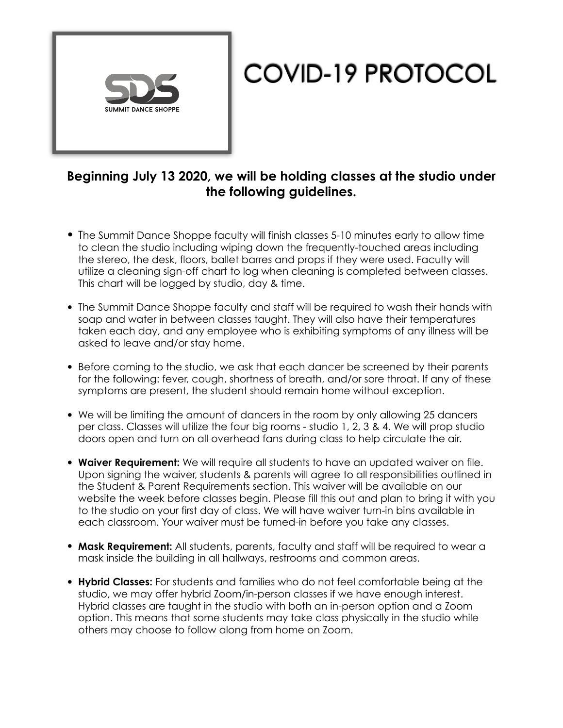SDS
SUMMIT DANCE SHOPPE

# COVID-19 PROTOCOL

**Beginning July 13 2020, we will be holding classes at the studio under the following guidelines.**

- The Summit Dance Shoppe faculty will finish classes 5-10 minutes early to allow time to clean the studio including wiping down the frequently-touched areas including the stereo, the desk, floors, ballet barres and props if they were used. Faculty will utilize a cleaning sign-off chart to log when cleaning is completed between classes. This chart will be logged by studio, day & time.

- The Summit Dance Shoppe faculty and staff will be required to wash their hands with soap and water in between classes taught. They will also have their temperatures taken each day, and any employee who is exhibiting symptoms of any illness will be asked to leave and/or stay home.

- Before coming to the studio, we ask that each dancer be screened by their parents for the following: fever, cough, shortness of breath, and/or sore throat. If any of these symptoms are present, the student should remain home without exception.

- We will be limiting the amount of dancers in the room by only allowing 25 dancers per class. Classes will utilize the four big rooms - studio 1, 2, 3 & 4. We will prop studio doors open and turn on all overhead fans during class to help circulate the air.

- **Waiver Requirement:** We will require all students to have an updated waiver on file. Upon signing the waiver, students & parents will agree to all responsibilities outlined in the Student & Parent Requirements section. This waiver will be available on our website the week before classes begin. Please fill this out and plan to bring it with you to the studio on your first day of class. We will have waiver turn-in bins available in each classroom. Your waiver must be turned-in before you take any classes.

- **Mask Requirement:** All students, parents, faculty and staff will be required to wear a mask inside the building in all hallways, restrooms and common areas.

- **Hybrid Classes:** For students and families who do not feel comfortable being at the studio, we may offer hybrid Zoom/in-person classes if we have enough interest. Hybrid classes are taught in the studio with both an in-person option and a Zoom option. This means that some students may take class physically in the studio while others may choose to follow along from home on Zoom.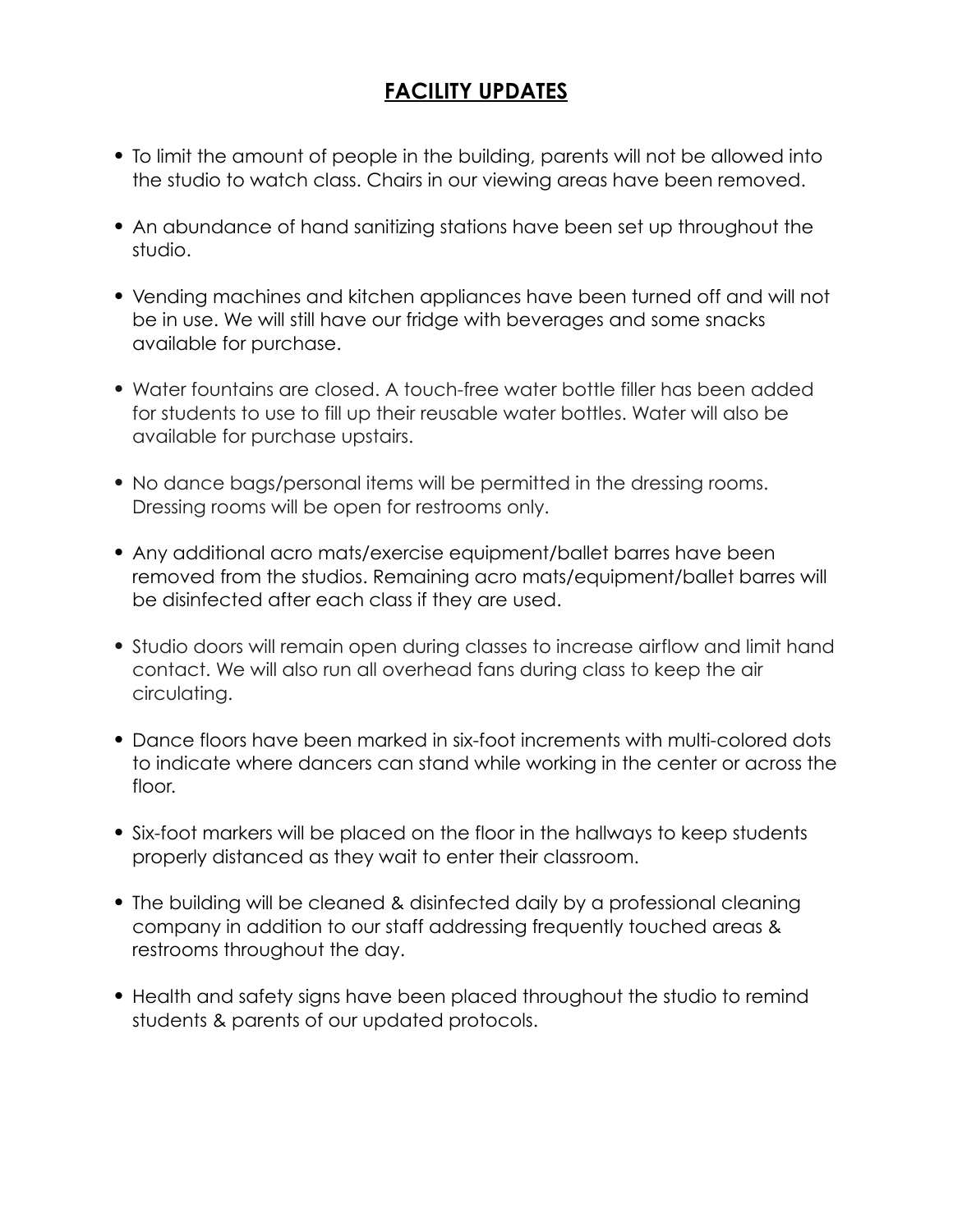## FACILITY UPDATES

- To limit the amount of people in the building, parents will not be allowed into the studio to watch class. Chairs in our viewing areas have been removed.
- An abundance of hand sanitizing stations have been set up throughout the studio.
- Vending machines and kitchen appliances have been turned off and will not be in use. We will still have our fridge with beverages and some snacks available for purchase.
- Water fountains are closed. A touch-free water bottle filler has been added for students to use to fill up their reusable water bottles. Water will also be available for purchase upstairs.
- No dance bags/personal items will be permitted in the dressing rooms. Dressing rooms will be open for restrooms only.
- Any additional acro mats/exercise equipment/ballet barres have been removed from the studios. Remaining acro mats/equipment/ballet barres will be disinfected after each class if they are used.
- Studio doors will remain open during classes to increase airflow and limit hand contact. We will also run all overhead fans during class to keep the air circulating.
- Dance floors have been marked in six-foot increments with multi-colored dots to indicate where dancers can stand while working in the center or across the floor.
- Six-foot markers will be placed on the floor in the hallways to keep students properly distanced as they wait to enter their classroom.
- The building will be cleaned & disinfected daily by a professional cleaning company in addition to our staff addressing frequently touched areas & restrooms throughout the day.
- Health and safety signs have been placed throughout the studio to remind students & parents of our updated protocols.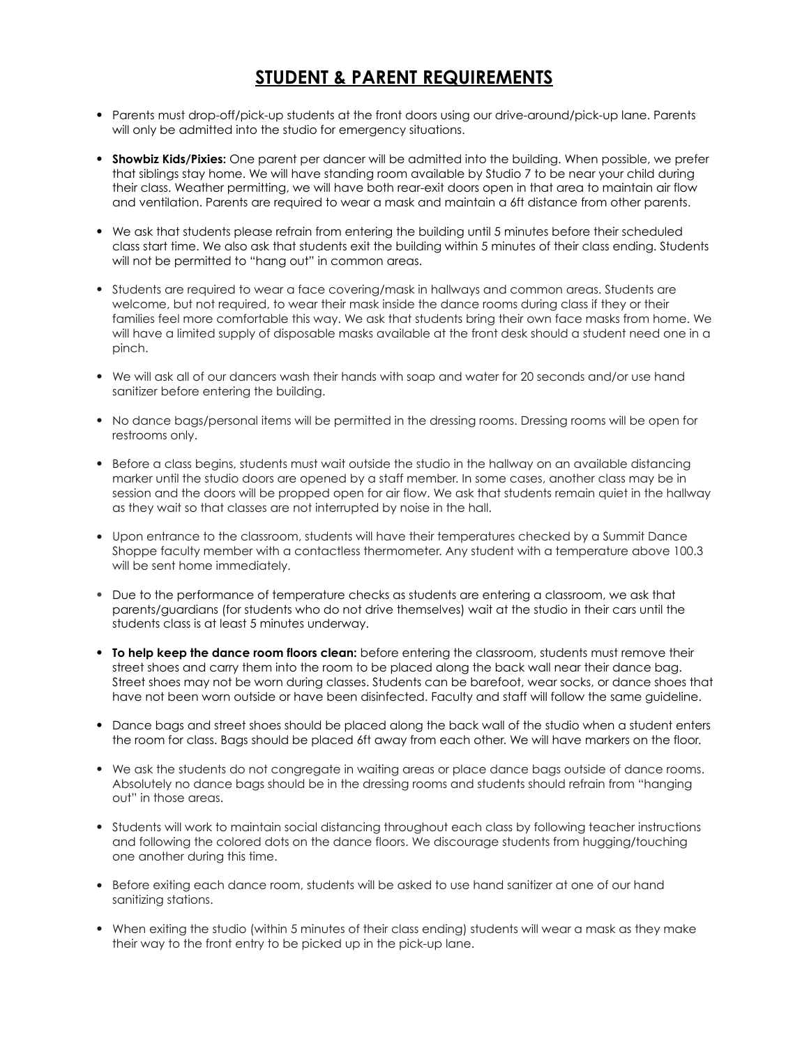# STUDENT & PARENT REQUIREMENTS

- Parents must drop-off/pick-up students at the front doors using our drive-around/pick-up lane. Parents will only be admitted into the studio for emergency situations.
- **Showbiz Kids/Pixies:** One parent per dancer will be admitted into the building. When possible, we prefer that siblings stay home. We will have standing room available by Studio 7 to be near your child during their class. Weather permitting, we will have both rear-exit doors open in that area to maintain air flow and ventilation. Parents are required to wear a mask and maintain a 6ft distance from other parents.
- We ask that students please refrain from entering the building until 5 minutes before their scheduled class start time. We also ask that students exit the building within 5 minutes of their class ending. Students will not be permitted to "hang out" in common areas.
- Students are required to wear a face covering/mask in hallways and common areas. Students are welcome, but not required, to wear their mask inside the dance rooms during class if they or their families feel more comfortable this way. We ask that students bring their own face masks from home. We will have a limited supply of disposable masks available at the front desk should a student need one in a pinch.
- We will ask all of our dancers wash their hands with soap and water for 20 seconds and/or use hand sanitizer before entering the building.
- No dance bags/personal items will be permitted in the dressing rooms. Dressing rooms will be open for restrooms only.
- Before a class begins, students must wait outside the studio in the hallway on an available distancing marker until the studio doors are opened by a staff member. In some cases, another class may be in session and the doors will be propped open for air flow. We ask that students remain quiet in the hallway as they wait so that classes are not interrupted by noise in the hall.
- Upon entrance to the classroom, students will have their temperatures checked by a Summit Dance Shoppe faculty member with a contactless thermometer. Any student with a temperature above 100.3 will be sent home immediately.
- Due to the performance of temperature checks as students are entering a classroom, we ask that parents/guardians (for students who do not drive themselves) wait at the studio in their cars until the students class is at least 5 minutes underway.
- **To help keep the dance room floors clean:** before entering the classroom, students must remove their street shoes and carry them into the room to be placed along the back wall near their dance bag. Street shoes may not be worn during classes. Students can be barefoot, wear socks, or dance shoes that have not been worn outside or have been disinfected. Faculty and staff will follow the same guideline.
- Dance bags and street shoes should be placed along the back wall of the studio when a student enters the room for class. Bags should be placed 6ft away from each other. We will have markers on the floor.
- We ask the students do not congregate in waiting areas or place dance bags outside of dance rooms. Absolutely no dance bags should be in the dressing rooms and students should refrain from "hanging out" in those areas.
- Students will work to maintain social distancing throughout each class by following teacher instructions and following the colored dots on the dance floors. We discourage students from hugging/touching one another during this time.
- Before exiting each dance room, students will be asked to use hand sanitizer at one of our hand sanitizing stations.
- When exiting the studio (within 5 minutes of their class ending) students will wear a mask as they make their way to the front entry to be picked up in the pick-up lane.